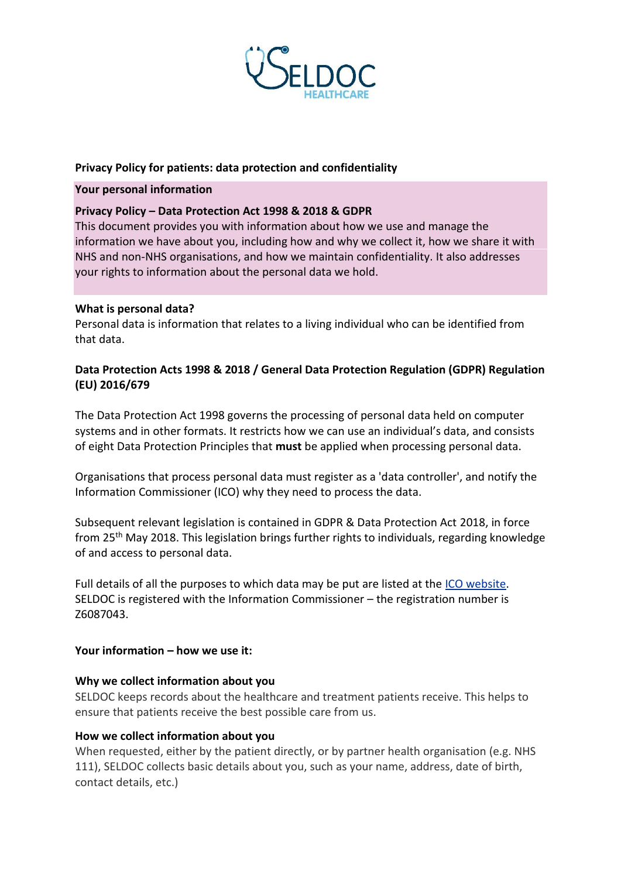**Privacy Policy for patients: data protection and confidentiality**

## Your personal information

### Privacy Policy – Data Protection Act 1998 & 2018 & GDPR

This document provides you with information about how we use and manage the information we have about you, including how and why we collect it, how we share it with NHS and non-NHS organisations, and how we maintain confidentiality. It also addresses your rights to information about the personal data we hold.

### What is personal data?

Personal data is information that relates to a living individual who can be identified from that data.

### Data Protection Acts 1998 & 2018 / General Data Protection Regulation (GDPR) Regulation (EU) 2016/679

The Data Protection Act 1998 governs the processing of personal data held on computer systems and in other formats. It restricts how we can use an individual's data, and consists of eight Data Protection Principles that **must** be applied when processing personal data.

Organisations that process personal data must register as a 'data controller', and notify the Information Commissioner (ICO) why they need to process the data.

Subsequent relevant legislation is contained in GDPR & Data Protection Act 2018, in force from 25th May 2018. This legislation brings further rights to individuals, regarding knowledge of and access to personal data.

Full details of all the purposes to which data may be put are listed at the ICO website. SELDOC is registered with the Information Commissioner – the registration number is Z6087043.

## Your information – how we use it:

### Why we collect information about you

SELDOC keeps records about the healthcare and treatment patients receive. This helps to ensure that patients receive the best possible care from us.

### How we collect information about you

When requested, either by the patient directly, or by partner health organisation (e.g. NHS 111), SELDOC collects basic details about you, such as your name, address, date of birth, contact details, etc.)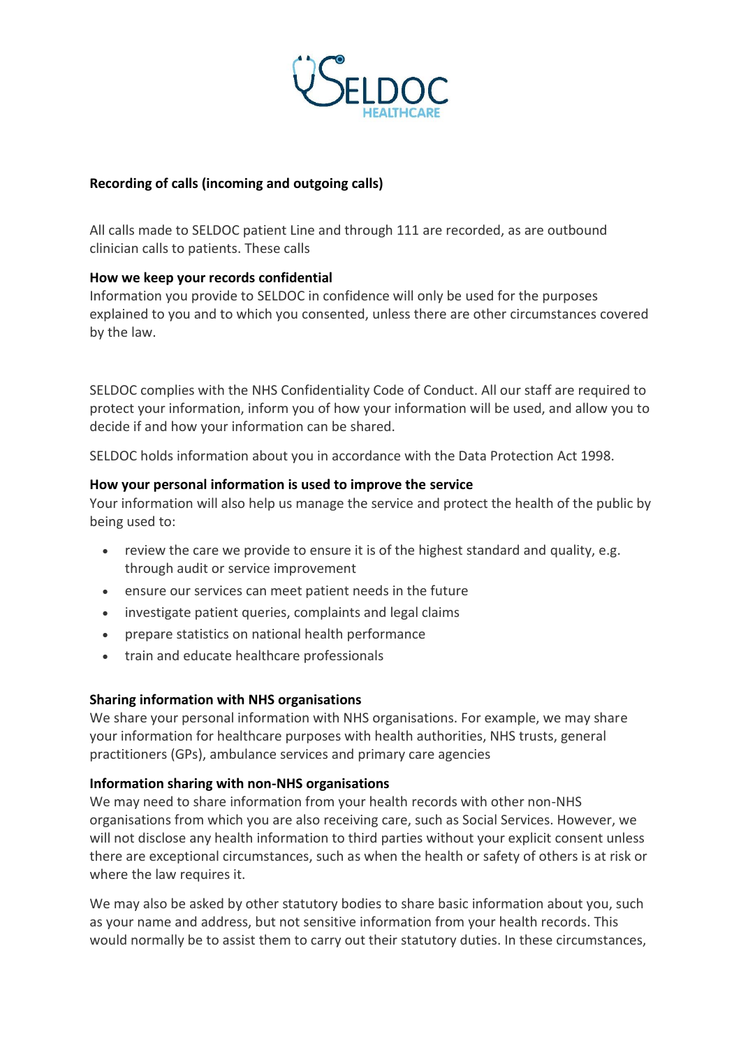**Recording of calls (incoming and outgoing calls)**

All calls made to SELDOC patient Line and through 111 are recorded, as are outbound clinician calls to patients. These calls

**How we keep your records confidential**

Information you provide to SELDOC in confidence will only be used for the purposes explained to you and to which you consented, unless there are other circumstances covered by the law.

SELDOC complies with the NHS Confidentiality Code of Conduct. All our staff are required to protect your information, inform you of how your information will be used, and allow you to decide if and how your information can be shared.

SELDOC holds information about you in accordance with the Data Protection Act 1998.

**How your personal information is used to improve the service**

Your information will also help us manage the service and protect the health of the public by being used to:

- review the care we provide to ensure it is of the highest standard and quality, e.g. through audit or service improvement
- ensure our services can meet patient needs in the future
- investigate patient queries, complaints and legal claims
- prepare statistics on national health performance
- train and educate healthcare professionals

**Sharing information with NHS organisations**

We share your personal information with NHS organisations. For example, we may share your information for healthcare purposes with health authorities, NHS trusts, general practitioners (GPs), ambulance services and primary care agencies

**Information sharing with non-NHS organisations**

We may need to share information from your health records with other non-NHS organisations from which you are also receiving care, such as Social Services. However, we will not disclose any health information to third parties without your explicit consent unless there are exceptional circumstances, such as when the health or safety of others is at risk or where the law requires it.

We may also be asked by other statutory bodies to share basic information about you, such as your name and address, but not sensitive information from your health records. This would normally be to assist them to carry out their statutory duties. In these circumstances,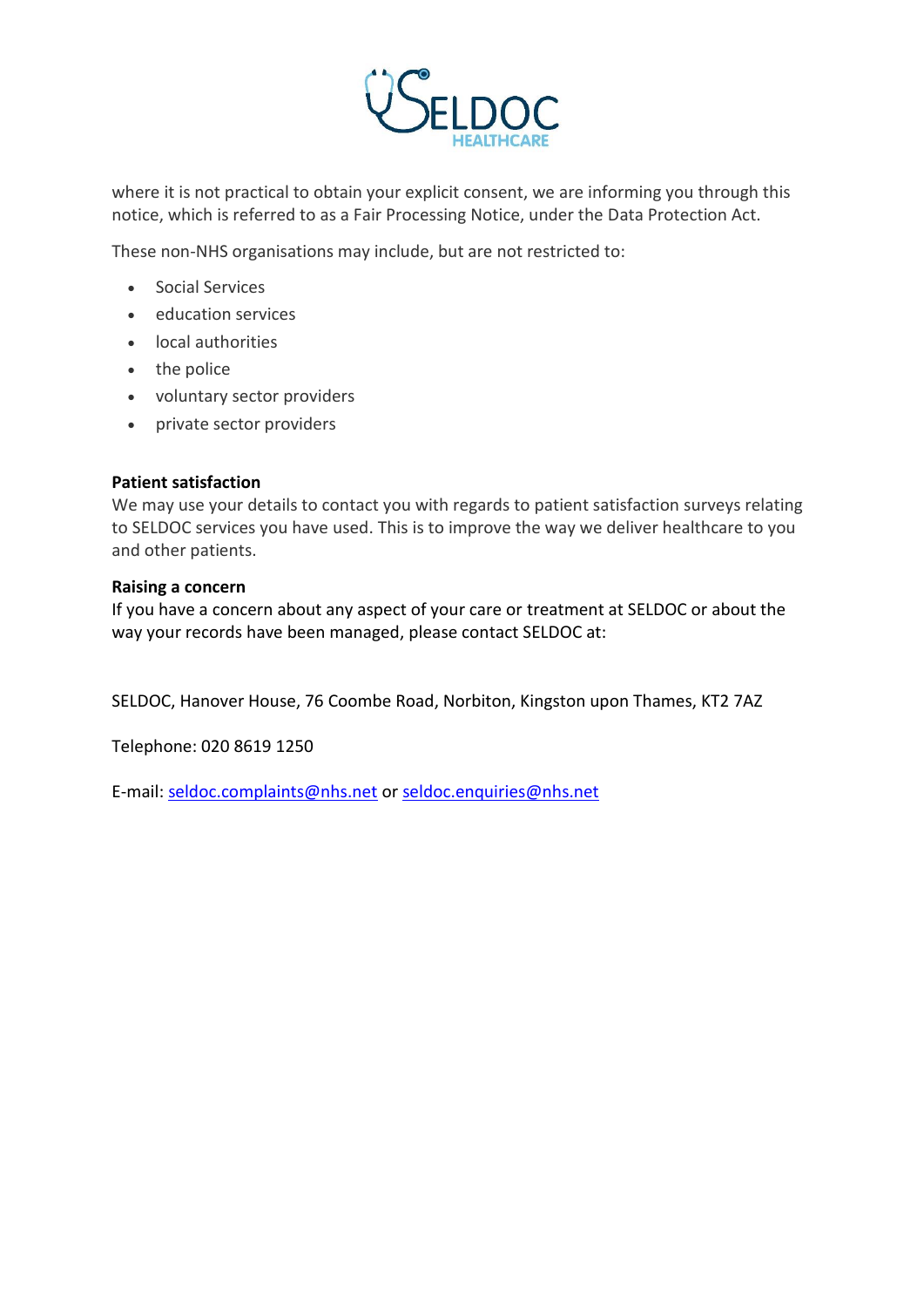where it is not practical to obtain your explicit consent, we are informing you through this notice, which is referred to as a Fair Processing Notice, under the Data Protection Act.

These non-NHS organisations may include, but are not restricted to:

- Social Services
- education services
- local authorities
- the police
- voluntary sector providers
- private sector providers

**Patient satisfaction**

We may use your details to contact you with regards to patient satisfaction surveys relating to SELDOC services you have used. This is to improve the way we deliver healthcare to you and other patients.

**Raising a concern**

If you have a concern about any aspect of your care or treatment at SELDOC or about the way your records have been managed, please contact SELDOC at:

SELDOC, Hanover House, 76 Coombe Road, Norbiton, Kingston upon Thames, KT2 7AZ

Telephone: 020 8619 1250

E-mail: seldoc.complaints@nhs.net or seldoc.enquiries@nhs.net